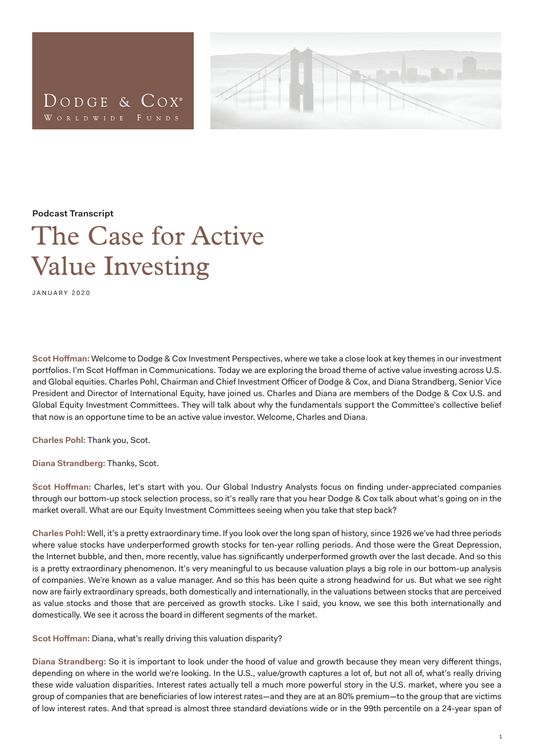Dodge & Cox® Worldwide Funds

**Podcast Transcript**

# The Case for Active Value Investing

JANUARY 2020

**Scot Hoffman:** Welcome to Dodge & Cox Investment Perspectives, where we take a close look at key themes in our investment portfolios. I'm Scot Hoffman in Communications. Today we are exploring the broad theme of active value investing across U.S. and Global equities. Charles Pohl, Chairman and Chief Investment Officer of Dodge & Cox, and Diana Strandberg, Senior Vice President and Director of International Equity, have joined us. Charles and Diana are members of the Dodge & Cox U.S. and Global Equity Investment Committees. They will talk about why the fundamentals support the Committee's collective belief that now is an opportune time to be an active value investor. Welcome, Charles and Diana.

**Charles Pohl:** Thank you, Scot.

**Diana Strandberg:** Thanks, Scot.

**Scot Hoffman:** Charles, let's start with you. Our Global Industry Analysts focus on finding under-appreciated companies through our bottom-up stock selection process, so it's really rare that you hear Dodge & Cox talk about what's going on in the market overall. What are our Equity Investment Committees seeing when you take that step back?

**Charles Pohl:** Well, it's a pretty extraordinary time. If you look over the long span of history, since 1926 we've had three periods where value stocks have underperformed growth stocks for ten-year rolling periods. And those were the Great Depression, the Internet bubble, and then, more recently, value has significantly underperformed growth over the last decade. And so this is a pretty extraordinary phenomenon. It's very meaningful to us because valuation plays a big role in our bottom-up analysis of companies. We're known as a value manager. And so this has been quite a strong headwind for us. But what we see right now are fairly extraordinary spreads, both domestically and internationally, in the valuations between stocks that are perceived as value stocks and those that are perceived as growth stocks. Like I said, you know, we see this both internationally and domestically. We see it across the board in different segments of the market.

**Scot Hoffman:** Diana, what's really driving this valuation disparity?

**Diana Strandberg:** So it is important to look under the hood of value and growth because they mean very different things, depending on where in the world we're looking. In the U.S., value/growth captures a lot of, but not all of, what's really driving these wide valuation disparities. Interest rates actually tell a much more powerful story in the U.S. market, where you see a group of companies that are beneficiaries of low interest rates—and they are at an 80% premium—to the group that are victims of low interest rates. And that spread is almost three standard deviations wide or in the 99th percentile on a 24-year span of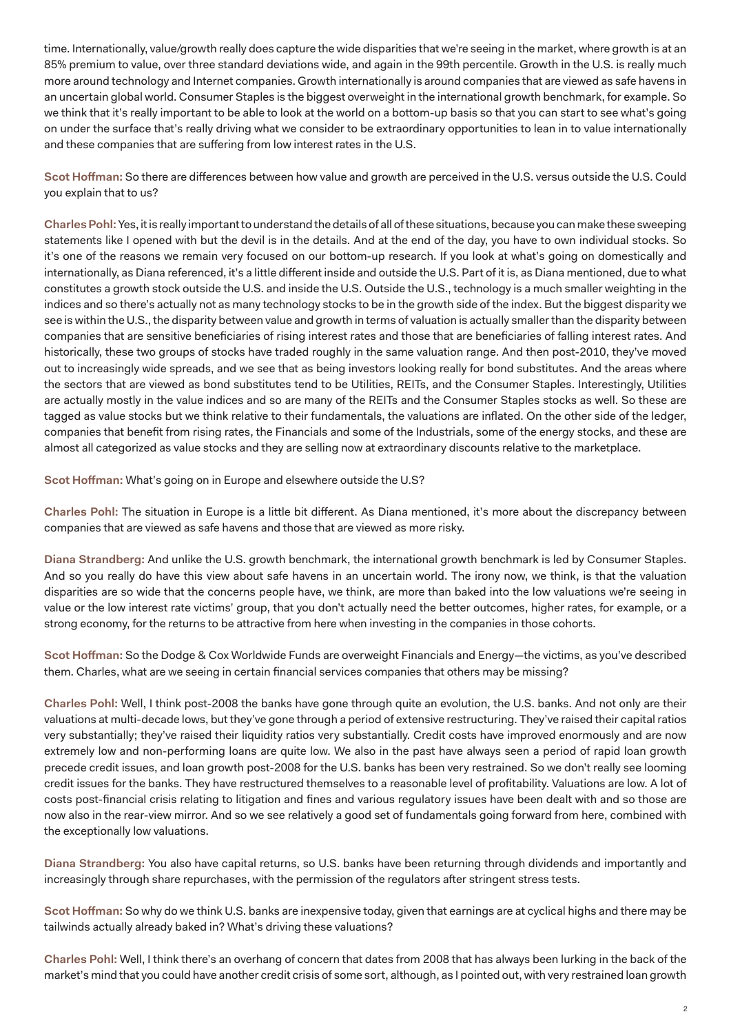time. Internationally, value/growth really does capture the wide disparities that we're seeing in the market, where growth is at an 85% premium to value, over three standard deviations wide, and again in the 99th percentile. Growth in the U.S. is really much more around technology and Internet companies. Growth internationally is around companies that are viewed as safe havens in an uncertain global world. Consumer Staples is the biggest overweight in the international growth benchmark, for example. So we think that it's really important to be able to look at the world on a bottom-up basis so that you can start to see what's going on under the surface that's really driving what we consider to be extraordinary opportunities to lean in to value internationally and these companies that are suffering from low interest rates in the U.S.

**Scot Hoffman:** So there are differences between how value and growth are perceived in the U.S. versus outside the U.S. Could you explain that to us?

**Charles Pohl:** Yes, it is really important to understand the details of all of these situations, because you can make these sweeping statements like I opened with but the devil is in the details. And at the end of the day, you have to own individual stocks. So it's one of the reasons we remain very focused on our bottom-up research. If you look at what's going on domestically and internationally, as Diana referenced, it's a little different inside and outside the U.S. Part of it is, as Diana mentioned, due to what constitutes a growth stock outside the U.S. and inside the U.S. Outside the U.S., technology is a much smaller weighting in the indices and so there's actually not as many technology stocks to be in the growth side of the index. But the biggest disparity we see is within the U.S., the disparity between value and growth in terms of valuation is actually smaller than the disparity between companies that are sensitive beneficiaries of rising interest rates and those that are beneficiaries of falling interest rates. And historically, these two groups of stocks have traded roughly in the same valuation range. And then post-2010, they've moved out to increasingly wide spreads, and we see that as being investors looking really for bond substitutes. And the areas where the sectors that are viewed as bond substitutes tend to be Utilities, REITs, and the Consumer Staples. Interestingly, Utilities are actually mostly in the value indices and so are many of the REITs and the Consumer Staples stocks as well. So these are tagged as value stocks but we think relative to their fundamentals, the valuations are inflated. On the other side of the ledger, companies that benefit from rising rates, the Financials and some of the Industrials, some of the energy stocks, and these are almost all categorized as value stocks and they are selling now at extraordinary discounts relative to the marketplace.

**Scot Hoffman:** What's going on in Europe and elsewhere outside the U.S?

**Charles Pohl:** The situation in Europe is a little bit different. As Diana mentioned, it's more about the discrepancy between companies that are viewed as safe havens and those that are viewed as more risky.

**Diana Strandberg:** And unlike the U.S. growth benchmark, the international growth benchmark is led by Consumer Staples. And so you really do have this view about safe havens in an uncertain world. The irony now, we think, is that the valuation disparities are so wide that the concerns people have, we think, are more than baked into the low valuations we're seeing in value or the low interest rate victims' group, that you don't actually need the better outcomes, higher rates, for example, or a strong economy, for the returns to be attractive from here when investing in the companies in those cohorts.

**Scot Hoffman:** So the Dodge & Cox Worldwide Funds are overweight Financials and Energy—the victims, as you've described them. Charles, what are we seeing in certain financial services companies that others may be missing?

**Charles Pohl:** Well, I think post-2008 the banks have gone through quite an evolution, the U.S. banks. And not only are their valuations at multi-decade lows, but they've gone through a period of extensive restructuring. They've raised their capital ratios very substantially; they've raised their liquidity ratios very substantially. Credit costs have improved enormously and are now extremely low and non-performing loans are quite low. We also in the past have always seen a period of rapid loan growth precede credit issues, and loan growth post-2008 for the U.S. banks has been very restrained. So we don't really see looming credit issues for the banks. They have restructured themselves to a reasonable level of profitability. Valuations are low. A lot of costs post-financial crisis relating to litigation and fines and various regulatory issues have been dealt with and so those are now also in the rear-view mirror. And so we see relatively a good set of fundamentals going forward from here, combined with the exceptionally low valuations.

**Diana Strandberg:** You also have capital returns, so U.S. banks have been returning through dividends and importantly and increasingly through share repurchases, with the permission of the regulators after stringent stress tests.

**Scot Hoffman:** So why do we think U.S. banks are inexpensive today, given that earnings are at cyclical highs and there may be tailwinds actually already baked in? What's driving these valuations?

**Charles Pohl:** Well, I think there's an overhang of concern that dates from 2008 that has always been lurking in the back of the market's mind that you could have another credit crisis of some sort, although, as I pointed out, with very restrained loan growth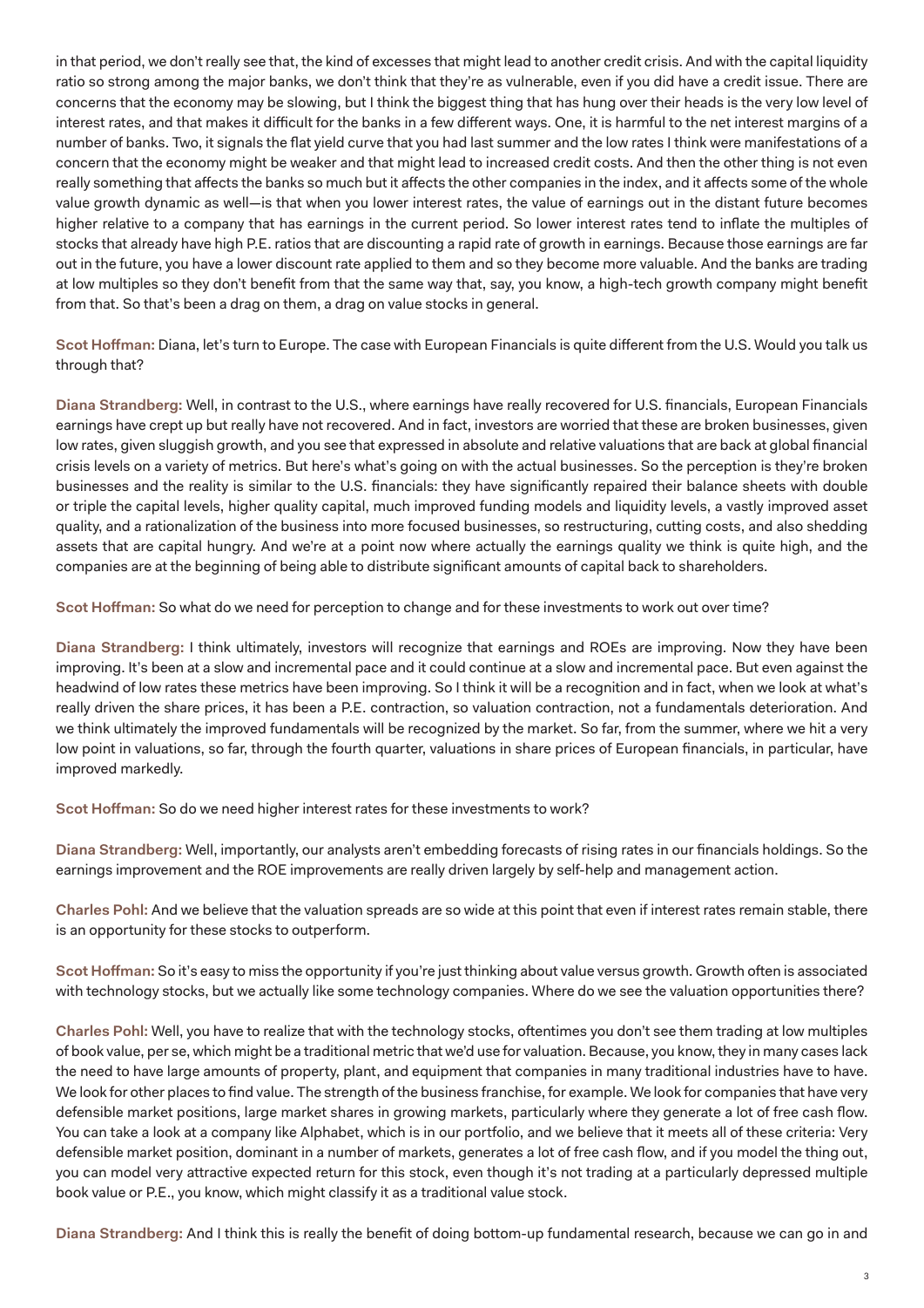in that period, we don't really see that, the kind of excesses that might lead to another credit crisis. And with the capital liquidity ratio so strong among the major banks, we don't think that they're as vulnerable, even if you did have a credit issue. There are concerns that the economy may be slowing, but I think the biggest thing that has hung over their heads is the very low level of interest rates, and that makes it difficult for the banks in a few different ways. One, it is harmful to the net interest margins of a number of banks. Two, it signals the flat yield curve that you had last summer and the low rates I think were manifestations of a concern that the economy might be weaker and that might lead to increased credit costs. And then the other thing is not even really something that affects the banks so much but it affects the other companies in the index, and it affects some of the whole value growth dynamic as well—is that when you lower interest rates, the value of earnings out in the distant future becomes higher relative to a company that has earnings in the current period. So lower interest rates tend to inflate the multiples of stocks that already have high P.E. ratios that are discounting a rapid rate of growth in earnings. Because those earnings are far out in the future, you have a lower discount rate applied to them and so they become more valuable. And the banks are trading at low multiples so they don't benefit from that the same way that, say, you know, a high-tech growth company might benefit from that. So that's been a drag on them, a drag on value stocks in general.

**Scot Hoffman:** Diana, let's turn to Europe. The case with European Financials is quite different from the U.S. Would you talk us through that?

**Diana Strandberg:** Well, in contrast to the U.S., where earnings have really recovered for U.S. financials, European Financials earnings have crept up but really have not recovered. And in fact, investors are worried that these are broken businesses, given low rates, given sluggish growth, and you see that expressed in absolute and relative valuations that are back at global financial crisis levels on a variety of metrics. But here's what's going on with the actual businesses. So the perception is they're broken businesses and the reality is similar to the U.S. financials: they have significantly repaired their balance sheets with double or triple the capital levels, higher quality capital, much improved funding models and liquidity levels, a vastly improved asset quality, and a rationalization of the business into more focused businesses, so restructuring, cutting costs, and also shedding assets that are capital hungry. And we're at a point now where actually the earnings quality we think is quite high, and the companies are at the beginning of being able to distribute significant amounts of capital back to shareholders.

**Scot Hoffman:** So what do we need for perception to change and for these investments to work out over time?

**Diana Strandberg:** I think ultimately, investors will recognize that earnings and ROEs are improving. Now they have been improving. It's been at a slow and incremental pace and it could continue at a slow and incremental pace. But even against the headwind of low rates these metrics have been improving. So I think it will be a recognition and in fact, when we look at what's really driven the share prices, it has been a P.E. contraction, so valuation contraction, not a fundamentals deterioration. And we think ultimately the improved fundamentals will be recognized by the market. So far, from the summer, where we hit a very low point in valuations, so far, through the fourth quarter, valuations in share prices of European financials, in particular, have improved markedly.

**Scot Hoffman:** So do we need higher interest rates for these investments to work?

**Diana Strandberg:** Well, importantly, our analysts aren't embedding forecasts of rising rates in our financials holdings. So the earnings improvement and the ROE improvements are really driven largely by self-help and management action.

**Charles Pohl:** And we believe that the valuation spreads are so wide at this point that even if interest rates remain stable, there is an opportunity for these stocks to outperform.

**Scot Hoffman:** So it's easy to miss the opportunity if you're just thinking about value versus growth. Growth often is associated with technology stocks, but we actually like some technology companies. Where do we see the valuation opportunities there?

**Charles Pohl:** Well, you have to realize that with the technology stocks, oftentimes you don't see them trading at low multiples of book value, per se, which might be a traditional metric that we'd use for valuation. Because, you know, they in many cases lack the need to have large amounts of property, plant, and equipment that companies in many traditional industries have to have. We look for other places to find value. The strength of the business franchise, for example. We look for companies that have very defensible market positions, large market shares in growing markets, particularly where they generate a lot of free cash flow. You can take a look at a company like Alphabet, which is in our portfolio, and we believe that it meets all of these criteria: Very defensible market position, dominant in a number of markets, generates a lot of free cash flow, and if you model the thing out, you can model very attractive expected return for this stock, even though it's not trading at a particularly depressed multiple book value or P.E., you know, which might classify it as a traditional value stock.

**Diana Strandberg:** And I think this is really the benefit of doing bottom-up fundamental research, because we can go in and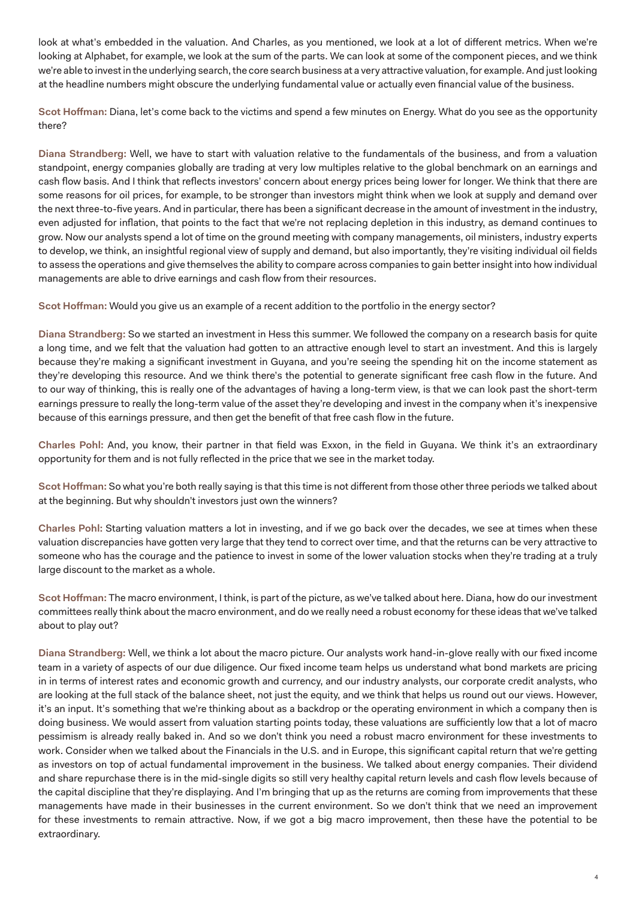look at what's embedded in the valuation. And Charles, as you mentioned, we look at a lot of different metrics. When we're looking at Alphabet, for example, we look at the sum of the parts. We can look at some of the component pieces, and we think we're able to invest in the underlying search, the core search business at a very attractive valuation, for example. And just looking at the headline numbers might obscure the underlying fundamental value or actually even financial value of the business.

**Scot Hoffman:** Diana, let's come back to the victims and spend a few minutes on Energy. What do you see as the opportunity there?

**Diana Strandberg:** Well, we have to start with valuation relative to the fundamentals of the business, and from a valuation standpoint, energy companies globally are trading at very low multiples relative to the global benchmark on an earnings and cash flow basis. And I think that reflects investors' concern about energy prices being lower for longer. We think that there are some reasons for oil prices, for example, to be stronger than investors might think when we look at supply and demand over the next three-to-five years. And in particular, there has been a significant decrease in the amount of investment in the industry, even adjusted for inflation, that points to the fact that we're not replacing depletion in this industry, as demand continues to grow. Now our analysts spend a lot of time on the ground meeting with company managements, oil ministers, industry experts to develop, we think, an insightful regional view of supply and demand, but also importantly, they're visiting individual oil fields to assess the operations and give themselves the ability to compare across companies to gain better insight into how individual managements are able to drive earnings and cash flow from their resources.

**Scot Hoffman:** Would you give us an example of a recent addition to the portfolio in the energy sector?

**Diana Strandberg:** So we started an investment in Hess this summer. We followed the company on a research basis for quite a long time, and we felt that the valuation had gotten to an attractive enough level to start an investment. And this is largely because they're making a significant investment in Guyana, and you're seeing the spending hit on the income statement as they're developing this resource. And we think there's the potential to generate significant free cash flow in the future. And to our way of thinking, this is really one of the advantages of having a long-term view, is that we can look past the short-term earnings pressure to really the long-term value of the asset they're developing and invest in the company when it's inexpensive because of this earnings pressure, and then get the benefit of that free cash flow in the future.

**Charles Pohl:** And, you know, their partner in that field was Exxon, in the field in Guyana. We think it's an extraordinary opportunity for them and is not fully reflected in the price that we see in the market today.

**Scot Hoffman:** So what you're both really saying is that this time is not different from those other three periods we talked about at the beginning. But why shouldn't investors just own the winners?

**Charles Pohl:** Starting valuation matters a lot in investing, and if we go back over the decades, we see at times when these valuation discrepancies have gotten very large that they tend to correct over time, and that the returns can be very attractive to someone who has the courage and the patience to invest in some of the lower valuation stocks when they're trading at a truly large discount to the market as a whole.

**Scot Hoffman:** The macro environment, I think, is part of the picture, as we've talked about here. Diana, how do our investment committees really think about the macro environment, and do we really need a robust economy for these ideas that we've talked about to play out?

**Diana Strandberg:** Well, we think a lot about the macro picture. Our analysts work hand-in-glove really with our fixed income team in a variety of aspects of our due diligence. Our fixed income team helps us understand what bond markets are pricing in in terms of interest rates and economic growth and currency, and our industry analysts, our corporate credit analysts, who are looking at the full stack of the balance sheet, not just the equity, and we think that helps us round out our views. However, it's an input. It's something that we're thinking about as a backdrop or the operating environment in which a company then is doing business. We would assert from valuation starting points today, these valuations are sufficiently low that a lot of macro pessimism is already really baked in. And so we don't think you need a robust macro environment for these investments to work. Consider when we talked about the Financials in the U.S. and in Europe, this significant capital return that we're getting as investors on top of actual fundamental improvement in the business. We talked about energy companies. Their dividend and share repurchase there is in the mid-single digits so still very healthy capital return levels and cash flow levels because of the capital discipline that they're displaying. And I'm bringing that up as the returns are coming from improvements that these managements have made in their businesses in the current environment. So we don't think that we need an improvement for these investments to remain attractive. Now, if we got a big macro improvement, then these have the potential to be extraordinary.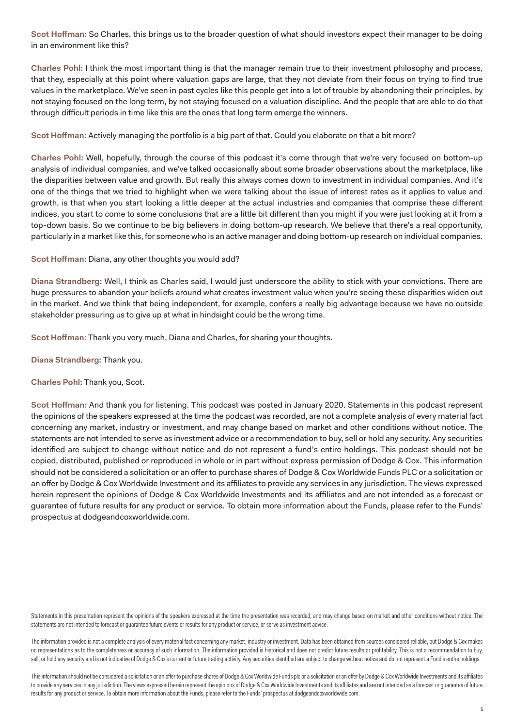**Scot Hoffman:** So Charles, this brings us to the broader question of what should investors expect their manager to be doing in an environment like this?

**Charles Pohl:** I think the most important thing is that the manager remain true to their investment philosophy and process, that they, especially at this point where valuation gaps are large, that they not deviate from their focus on trying to find true values in the marketplace. We've seen in past cycles like this people get into a lot of trouble by abandoning their principles, by not staying focused on the long term, by not staying focused on a valuation discipline. And the people that are able to do that through difficult periods in time like this are the ones that long term emerge the winners.

**Scot Hoffman:** Actively managing the portfolio is a big part of that. Could you elaborate on that a bit more?

**Charles Pohl:** Well, hopefully, through the course of this podcast it's come through that we're very focused on bottom-up analysis of individual companies, and we've talked occasionally about some broader observations about the marketplace, like the disparities between value and growth. But really this always comes down to investment in individual companies. And it's one of the things that we tried to highlight when we were talking about the issue of interest rates as it applies to value and growth, is that when you start looking a little deeper at the actual industries and companies that comprise these different indices, you start to come to some conclusions that are a little bit different than you might if you were just looking at it from a top-down basis. So we continue to be big believers in doing bottom-up research. We believe that there's a real opportunity, particularly in a market like this, for someone who is an active manager and doing bottom-up research on individual companies.

**Scot Hoffman:** Diana, any other thoughts you would add?

**Diana Strandberg:** Well, I think as Charles said, I would just underscore the ability to stick with your convictions. There are huge pressures to abandon your beliefs around what creates investment value when you're seeing these disparities widen out in the market. And we think that being independent, for example, confers a really big advantage because we have no outside stakeholder pressuring us to give up at what in hindsight could be the wrong time.

**Scot Hoffman:** Thank you very much, Diana and Charles, for sharing your thoughts.

**Diana Strandberg:** Thank you.

**Charles Pohl:** Thank you, Scot.

**Scot Hoffman:** And thank you for listening. This podcast was posted in January 2020. Statements in this podcast represent the opinions of the speakers expressed at the time the podcast was recorded, are not a complete analysis of every material fact concerning any market, industry or investment, and may change based on market and other conditions without notice. The statements are not intended to serve as investment advice or a recommendation to buy, sell or hold any security. Any securities identified are subject to change without notice and do not represent a fund's entire holdings. This podcast should not be copied, distributed, published or reproduced in whole or in part without express permission of Dodge & Cox. This information should not be considered a solicitation or an offer to purchase shares of Dodge & Cox Worldwide Funds PLC or a solicitation or an offer by Dodge & Cox Worldwide Investment and its affiliates to provide any services in any jurisdiction. The views expressed herein represent the opinions of Dodge & Cox Worldwide Investments and its affiliates and are not intended as a forecast or guarantee of future results for any product or service. To obtain more information about the Funds, please refer to the Funds' prospectus at dodgeandcoxworldwide.com.

Statements in this presentation represent the opinions of the speakers expressed at the time the presentation was recorded, and may change based on market and other conditions without notice. The statements are not intended to forecast or guarantee future events or results for any product or service, or serve as investment advice.

The information provided is not a complete analysis of every material fact concerning any market, industry or investment. Data has been obtained from sources considered reliable, but Dodge & Cox makes no representations as to the completeness or accuracy of such information. The information provided is historical and does not predict future results or profitability. This is not a recommendation to buy, sell, or hold any security and is not indicative of Dodge & Cox's current or future trading activity. Any securities identified are subject to change without notice and do not represent a Fund's entire holdings.

This information should not be considered a solicitation or an offer to purchase shares of Dodge & Cox Worldwide Funds plc or a solicitation or an offer by Dodge & Cox Worldwide Investments and its affiliates to provide any services in any jurisdiction. The views expressed herein represent the opinions of Dodge & Cox Worldwide Investments and its affiliates and are not intended as a forecast or guarantee of future results for any product or service. To obtain more information about the Funds, please refer to the Funds' prospectus at dodgeandcoxworldwide.com.